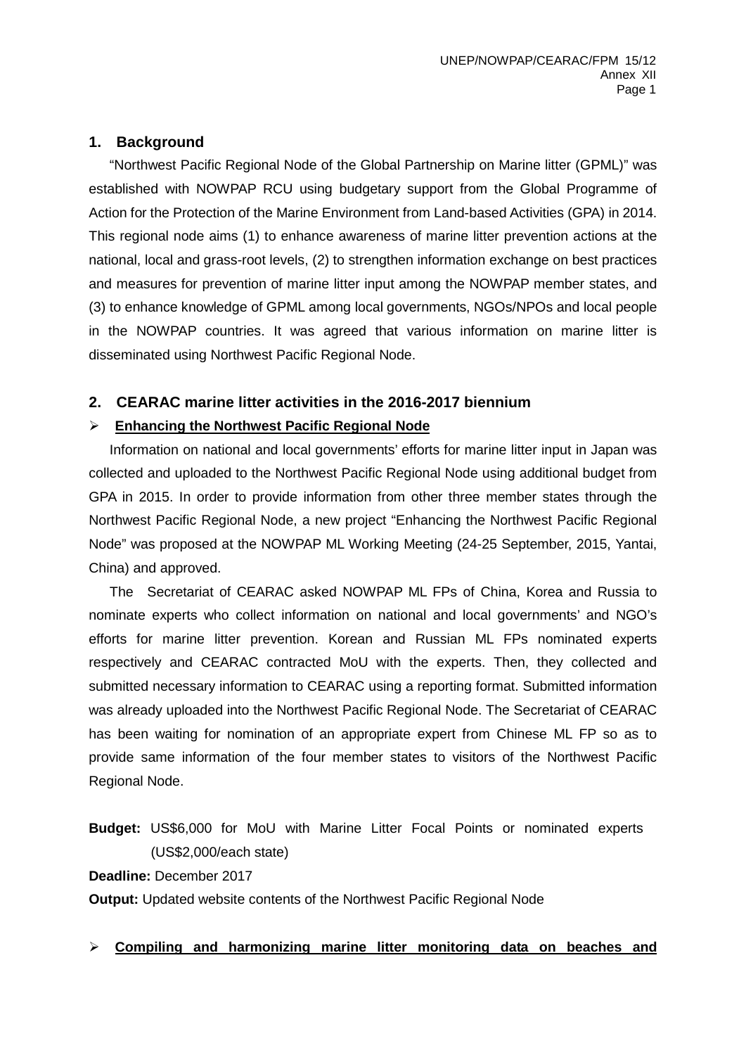## 1. Background

"Northwest Pacific Regional Node of the Global Partnership on Marine litter (GPML)" was established with NOWPAP RCU using budgetary support from the Global Programme of Action for the Protection of the Marine Environment from Land-based Activities (GPA) in 2014. This regional node aims (1) to enhance awareness of marine litter prevention actions at the national, local and grass-root levels, (2) to strengthen information exchange on best practices and measures for prevention of marine litter input among the NOWPAP member states, and (3) to enhance knowledge of GPML among local governments, NGOs/NPOs and local people in the NOWPAP countries. It was agreed that various information on marine litter is disseminated using Northwest Pacific Regional Node.

## 2. CEARAC marine litter activities in the 2016-2017 biennium

- **Enhancing the Northwest Pacific Regional Node**

Information on national and local governments' efforts for marine litter input in Japan was collected and uploaded to the Northwest Pacific Regional Node using additional budget from GPA in 2015. In order to provide information from other three member states through the Northwest Pacific Regional Node, a new project "Enhancing the Northwest Pacific Regional Node" was proposed at the NOWPAP ML Working Meeting (24-25 September, 2015, Yantai, China) and approved.

The Secretariat of CEARAC asked NOWPAP ML FPs of China, Korea and Russia to nominate experts who collect information on national and local governments' and NGO's efforts for marine litter prevention. Korean and Russian ML FPs nominated experts respectively and CEARAC contracted MoU with the experts. Then, they collected and submitted necessary information to CEARAC using a reporting format. Submitted information was already uploaded into the Northwest Pacific Regional Node. The Secretariat of CEARAC has been waiting for nomination of an appropriate expert from Chinese ML FP so as to provide same information of the four member states to visitors of the Northwest Pacific Regional Node.

**Budget:** US$6,000 for MoU with Marine Litter Focal Points or nominated experts (US$2,000/each state)

**Deadline:** December 2017

**Output:** Updated website contents of the Northwest Pacific Regional Node

- **Compiling and harmonizing marine litter monitoring data on beaches and**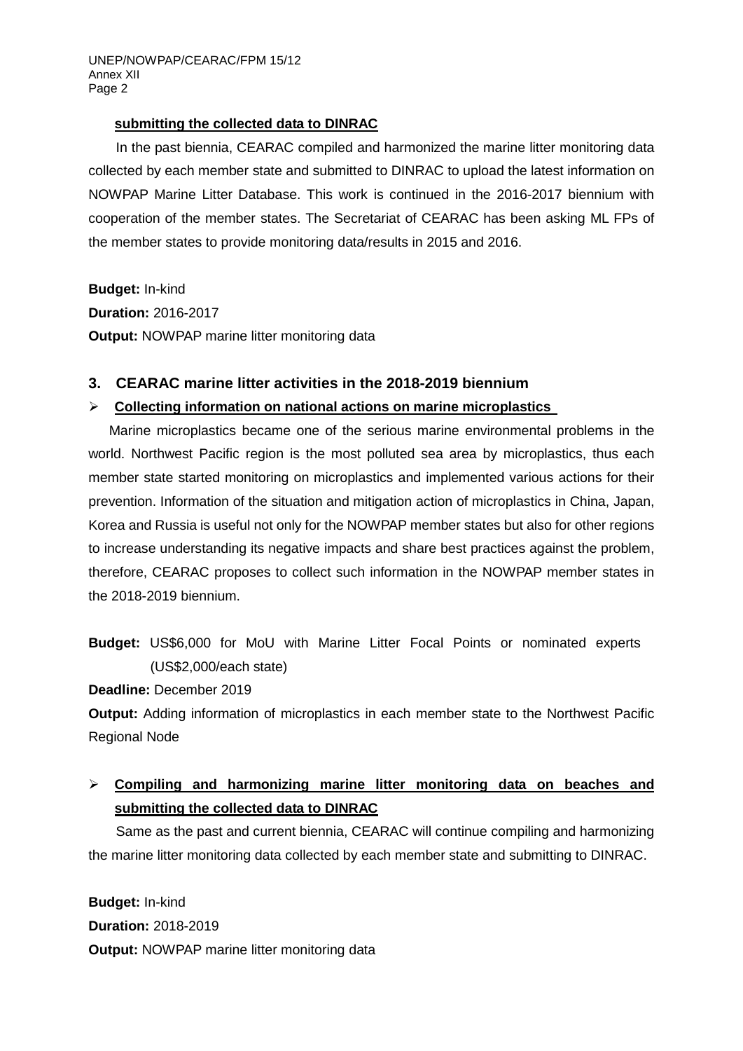**submitting the collected data to DINRAC**

In the past biennia, CEARAC compiled and harmonized the marine litter monitoring data collected by each member state and submitted to DINRAC to upload the latest information on NOWPAP Marine Litter Database. This work is continued in the 2016-2017 biennium with cooperation of the member states. The Secretariat of CEARAC has been asking ML FPs of the member states to provide monitoring data/results in 2015 and 2016.

**Budget:** In-kind
**Duration:** 2016-2017
**Output:** NOWPAP marine litter monitoring data

### 3. CEARAC marine litter activities in the 2018-2019 biennium

- **Collecting information on national actions on marine microplastics**

Marine microplastics became one of the serious marine environmental problems in the world. Northwest Pacific region is the most polluted sea area by microplastics, thus each member state started monitoring on microplastics and implemented various actions for their prevention. Information of the situation and mitigation action of microplastics in China, Japan, Korea and Russia is useful not only for the NOWPAP member states but also for other regions to increase understanding its negative impacts and share best practices against the problem, therefore, CEARAC proposes to collect such information in the NOWPAP member states in the 2018-2019 biennium.

**Budget:** US$6,000 for MoU with Marine Litter Focal Points or nominated experts (US$2,000/each state)
**Deadline:** December 2019
**Output:** Adding information of microplastics in each member state to the Northwest Pacific Regional Node

- **Compiling and harmonizing marine litter monitoring data on beaches and submitting the collected data to DINRAC**

Same as the past and current biennia, CEARAC will continue compiling and harmonizing the marine litter monitoring data collected by each member state and submitting to DINRAC.

**Budget:** In-kind
**Duration:** 2018-2019
**Output:** NOWPAP marine litter monitoring data